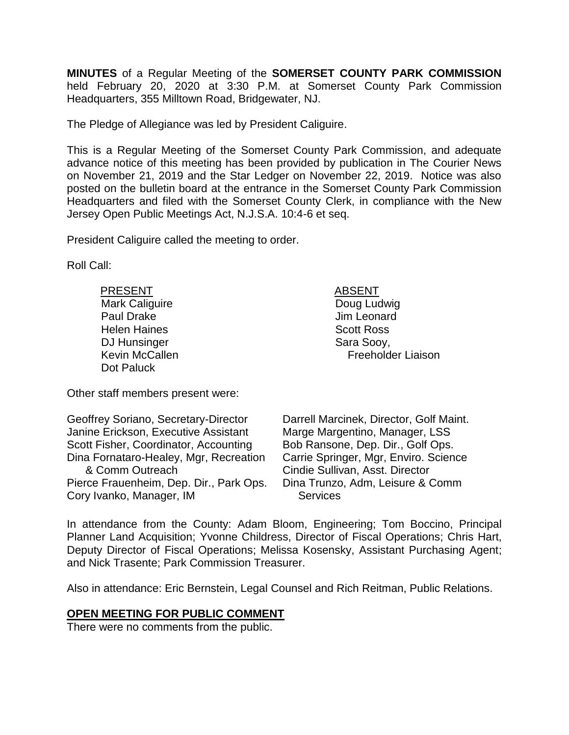**MINUTES** of a Regular Meeting of the **SOMERSET COUNTY PARK COMMISSION** held February 20, 2020 at 3:30 P.M. at Somerset County Park Commission Headquarters, 355 Milltown Road, Bridgewater, NJ.

The Pledge of Allegiance was led by President Caliguire.

This is a Regular Meeting of the Somerset County Park Commission, and adequate advance notice of this meeting has been provided by publication in The Courier News on November 21, 2019 and the Star Ledger on November 22, 2019. Notice was also posted on the bulletin board at the entrance in the Somerset County Park Commission Headquarters and filed with the Somerset County Clerk, in compliance with the New Jersey Open Public Meetings Act, N.J.S.A. 10:4-6 et seq.

President Caliguire called the meeting to order.

Roll Call:

| PRESENT | ABSENT |
|---|---|
| Mark Caliguire | Doug Ludwig |
| Paul Drake | Jim Leonard |
| Helen Haines | Scott Ross |
| DJ Hunsinger | Sara Sooy, Freeholder Liaison |
| Kevin McCallen | |
| Dot Paluck | |

Other staff members present were:

Geoffrey Soriano, Secretary-Director
Janine Erickson, Executive Assistant
Scott Fisher, Coordinator, Accounting
Dina Fornataro-Healey, Mgr, Recreation & Comm Outreach
Pierce Frauenheim, Dep. Dir., Park Ops.
Cory Ivanko, Manager, IM
Darrell Marcinek, Director, Golf Maint.
Marge Margentino, Manager, LSS
Bob Ransone, Dep. Dir., Golf Ops.
Carrie Springer, Mgr, Enviro. Science
Cindie Sullivan, Asst. Director
Dina Trunzo, Adm, Leisure & Comm Services

In attendance from the County: Adam Bloom, Engineering; Tom Boccino, Principal Planner Land Acquisition; Yvonne Childress, Director of Fiscal Operations; Chris Hart, Deputy Director of Fiscal Operations; Melissa Kosensky, Assistant Purchasing Agent; and Nick Trasente; Park Commission Treasurer.

Also in attendance: Eric Bernstein, Legal Counsel and Rich Reitman, Public Relations.

## OPEN MEETING FOR PUBLIC COMMENT

There were no comments from the public.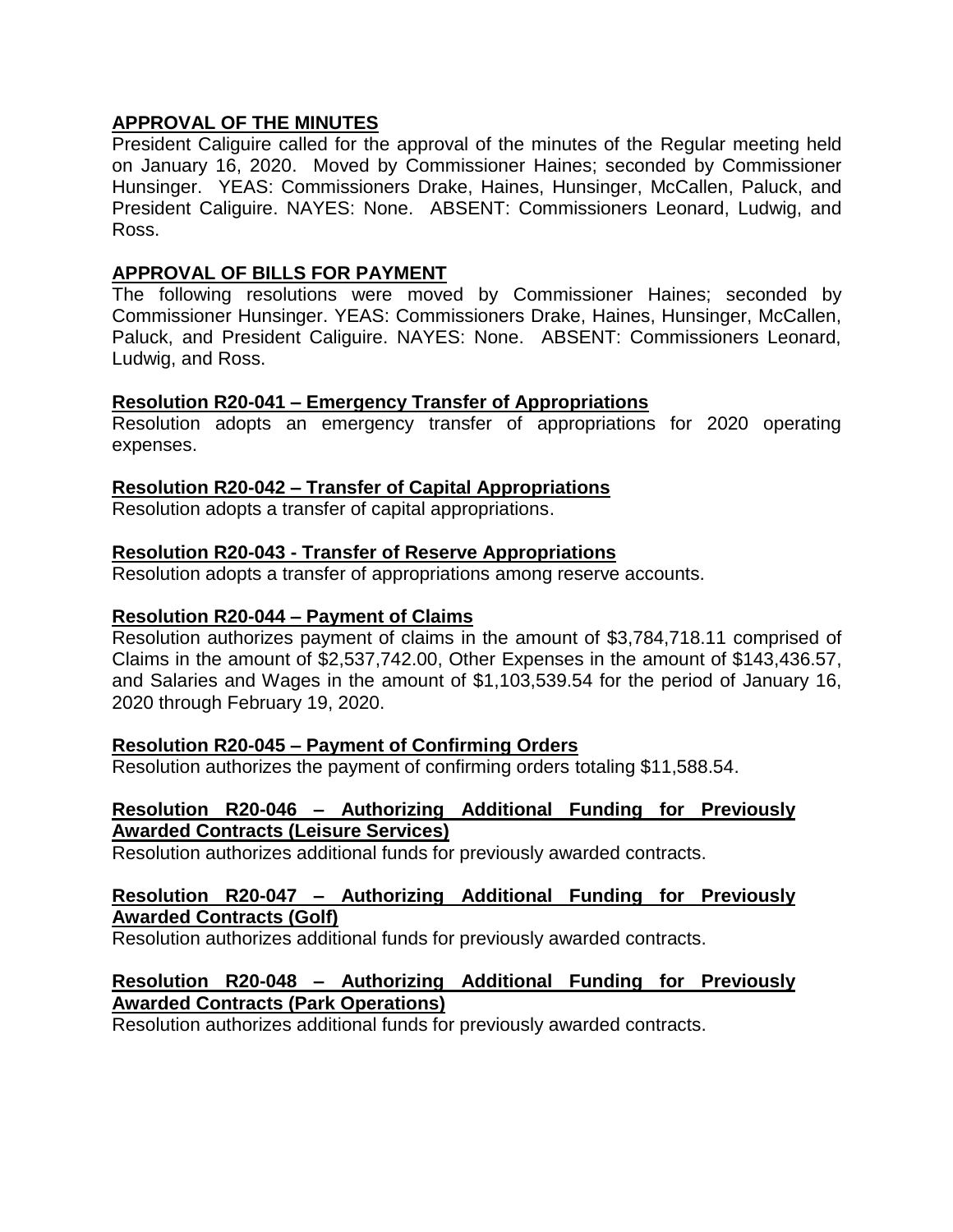## APPROVAL OF THE MINUTES

President Caliguire called for the approval of the minutes of the Regular meeting held on January 16, 2020. Moved by Commissioner Haines; seconded by Commissioner Hunsinger. YEAS: Commissioners Drake, Haines, Hunsinger, McCallen, Paluck, and President Caliguire. NAYES: None. ABSENT: Commissioners Leonard, Ludwig, and Ross.

## APPROVAL OF BILLS FOR PAYMENT

The following resolutions were moved by Commissioner Haines; seconded by Commissioner Hunsinger. YEAS: Commissioners Drake, Haines, Hunsinger, McCallen, Paluck, and President Caliguire. NAYES: None. ABSENT: Commissioners Leonard, Ludwig, and Ross.

### Resolution R20-041 – Emergency Transfer of Appropriations

Resolution adopts an emergency transfer of appropriations for 2020 operating expenses.

### Resolution R20-042 – Transfer of Capital Appropriations

Resolution adopts a transfer of capital appropriations.

### Resolution R20-043 - Transfer of Reserve Appropriations

Resolution adopts a transfer of appropriations among reserve accounts.

### Resolution R20-044 – Payment of Claims

Resolution authorizes payment of claims in the amount of $3,784,718.11 comprised of Claims in the amount of $2,537,742.00, Other Expenses in the amount of $143,436.57, and Salaries and Wages in the amount of $1,103,539.54 for the period of January 16, 2020 through February 19, 2020.

### Resolution R20-045 – Payment of Confirming Orders

Resolution authorizes the payment of confirming orders totaling $11,588.54.

### Resolution R20-046 – Authorizing Additional Funding for Previously Awarded Contracts (Leisure Services)

Resolution authorizes additional funds for previously awarded contracts.

### Resolution R20-047 – Authorizing Additional Funding for Previously Awarded Contracts (Golf)

Resolution authorizes additional funds for previously awarded contracts.

### Resolution R20-048 – Authorizing Additional Funding for Previously Awarded Contracts (Park Operations)

Resolution authorizes additional funds for previously awarded contracts.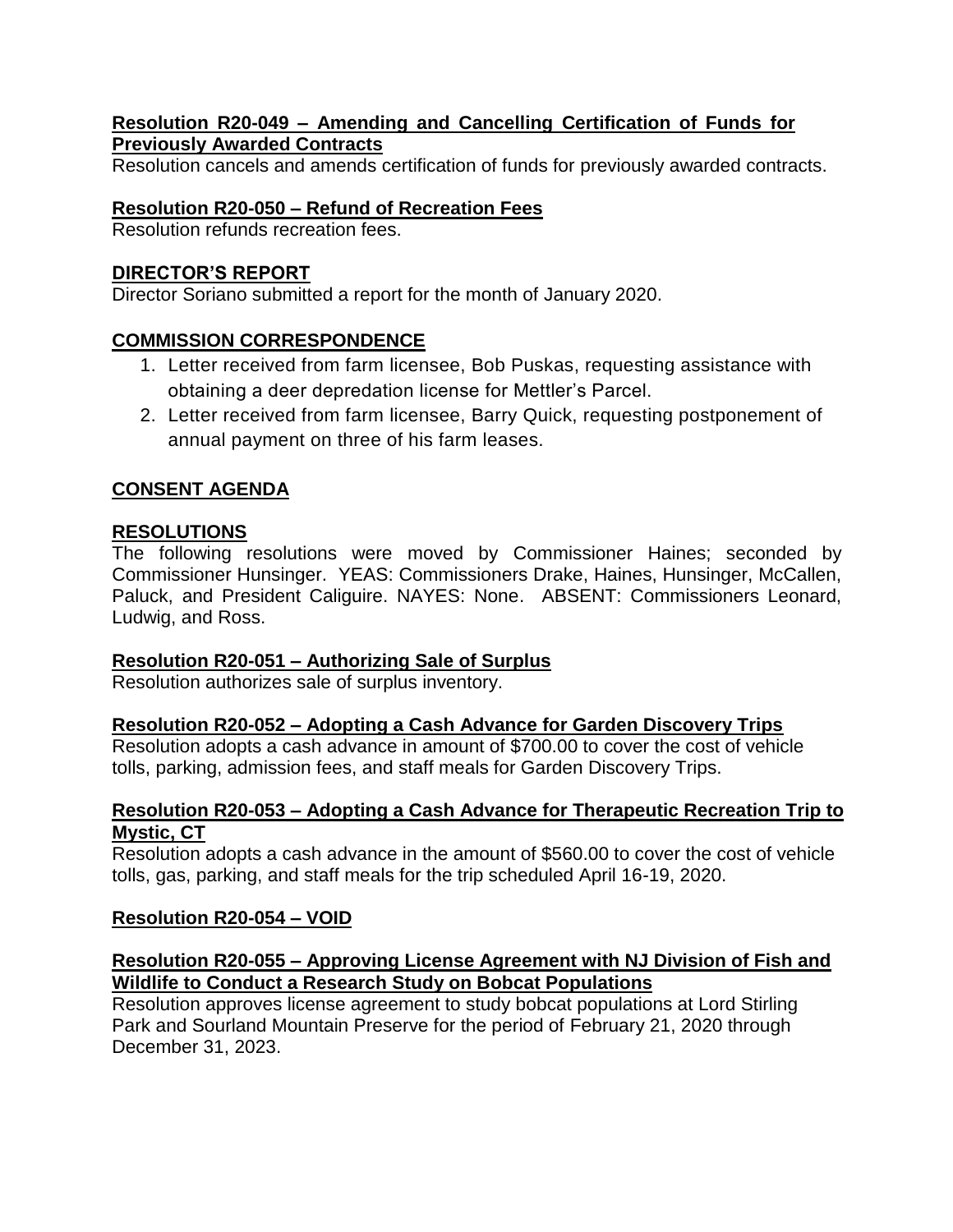**Resolution R20-049 – Amending and Cancelling Certification of Funds for Previously Awarded Contracts**

Resolution cancels and amends certification of funds for previously awarded contracts.

**Resolution R20-050 – Refund of Recreation Fees**

Resolution refunds recreation fees.

**DIRECTOR'S REPORT**

Director Soriano submitted a report for the month of January 2020.

**COMMISSION CORRESPONDENCE**

1. Letter received from farm licensee, Bob Puskas, requesting assistance with obtaining a deer depredation license for Mettler's Parcel.
2. Letter received from farm licensee, Barry Quick, requesting postponement of annual payment on three of his farm leases.

**CONSENT AGENDA**

**RESOLUTIONS**

The following resolutions were moved by Commissioner Haines; seconded by Commissioner Hunsinger. YEAS: Commissioners Drake, Haines, Hunsinger, McCallen, Paluck, and President Caliguire. NAYES: None. ABSENT: Commissioners Leonard, Ludwig, and Ross.

**Resolution R20-051 – Authorizing Sale of Surplus**

Resolution authorizes sale of surplus inventory.

**Resolution R20-052 – Adopting a Cash Advance for Garden Discovery Trips**

Resolution adopts a cash advance in amount of $700.00 to cover the cost of vehicle tolls, parking, admission fees, and staff meals for Garden Discovery Trips.

**Resolution R20-053 – Adopting a Cash Advance for Therapeutic Recreation Trip to Mystic, CT**

Resolution adopts a cash advance in the amount of $560.00 to cover the cost of vehicle tolls, gas, parking, and staff meals for the trip scheduled April 16-19, 2020.

**Resolution R20-054 – VOID**

**Resolution R20-055 – Approving License Agreement with NJ Division of Fish and Wildlife to Conduct a Research Study on Bobcat Populations**

Resolution approves license agreement to study bobcat populations at Lord Stirling Park and Sourland Mountain Preserve for the period of February 21, 2020 through December 31, 2023.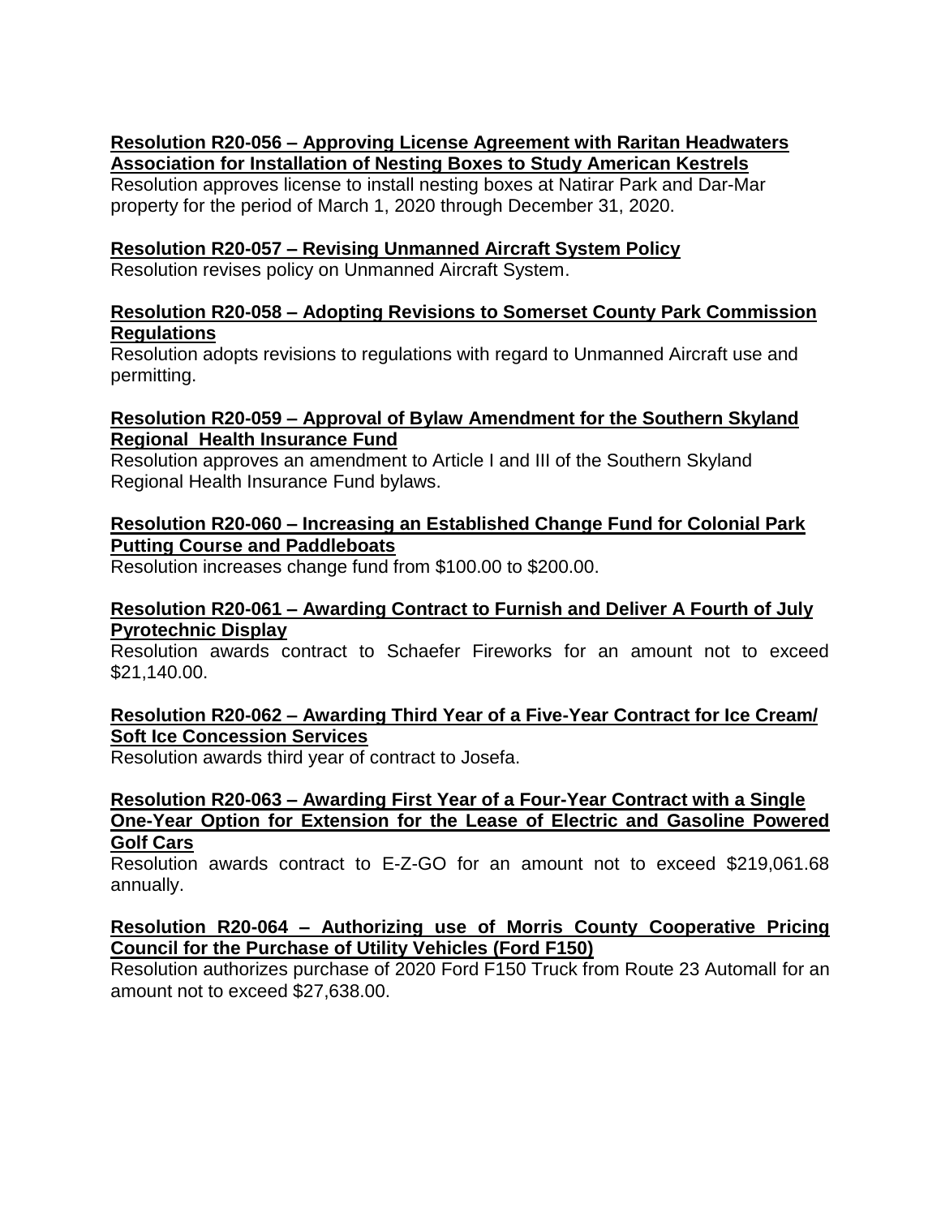**Resolution R20-056 – Approving License Agreement with Raritan Headwaters Association for Installation of Nesting Boxes to Study American Kestrels**

Resolution approves license to install nesting boxes at Natirar Park and Dar-Mar property for the period of March 1, 2020 through December 31, 2020.

**Resolution R20-057 – Revising Unmanned Aircraft System Policy**

Resolution revises policy on Unmanned Aircraft System.

**Resolution R20-058 – Adopting Revisions to Somerset County Park Commission Regulations**

Resolution adopts revisions to regulations with regard to Unmanned Aircraft use and permitting.

**Resolution R20-059 – Approval of Bylaw Amendment for the Southern Skyland Regional Health Insurance Fund**

Resolution approves an amendment to Article I and III of the Southern Skyland Regional Health Insurance Fund bylaws.

**Resolution R20-060 – Increasing an Established Change Fund for Colonial Park Putting Course and Paddleboats**

Resolution increases change fund from $100.00 to $200.00.

**Resolution R20-061 – Awarding Contract to Furnish and Deliver A Fourth of July Pyrotechnic Display**

Resolution awards contract to Schaefer Fireworks for an amount not to exceed $21,140.00.

**Resolution R20-062 – Awarding Third Year of a Five-Year Contract for Ice Cream/ Soft Ice Concession Services**

Resolution awards third year of contract to Josefa.

**Resolution R20-063 – Awarding First Year of a Four-Year Contract with a Single One-Year Option for Extension for the Lease of Electric and Gasoline Powered Golf Cars**

Resolution awards contract to E-Z-GO for an amount not to exceed $219,061.68 annually.

**Resolution R20-064 – Authorizing use of Morris County Cooperative Pricing Council for the Purchase of Utility Vehicles (Ford F150)**

Resolution authorizes purchase of 2020 Ford F150 Truck from Route 23 Automall for an amount not to exceed $27,638.00.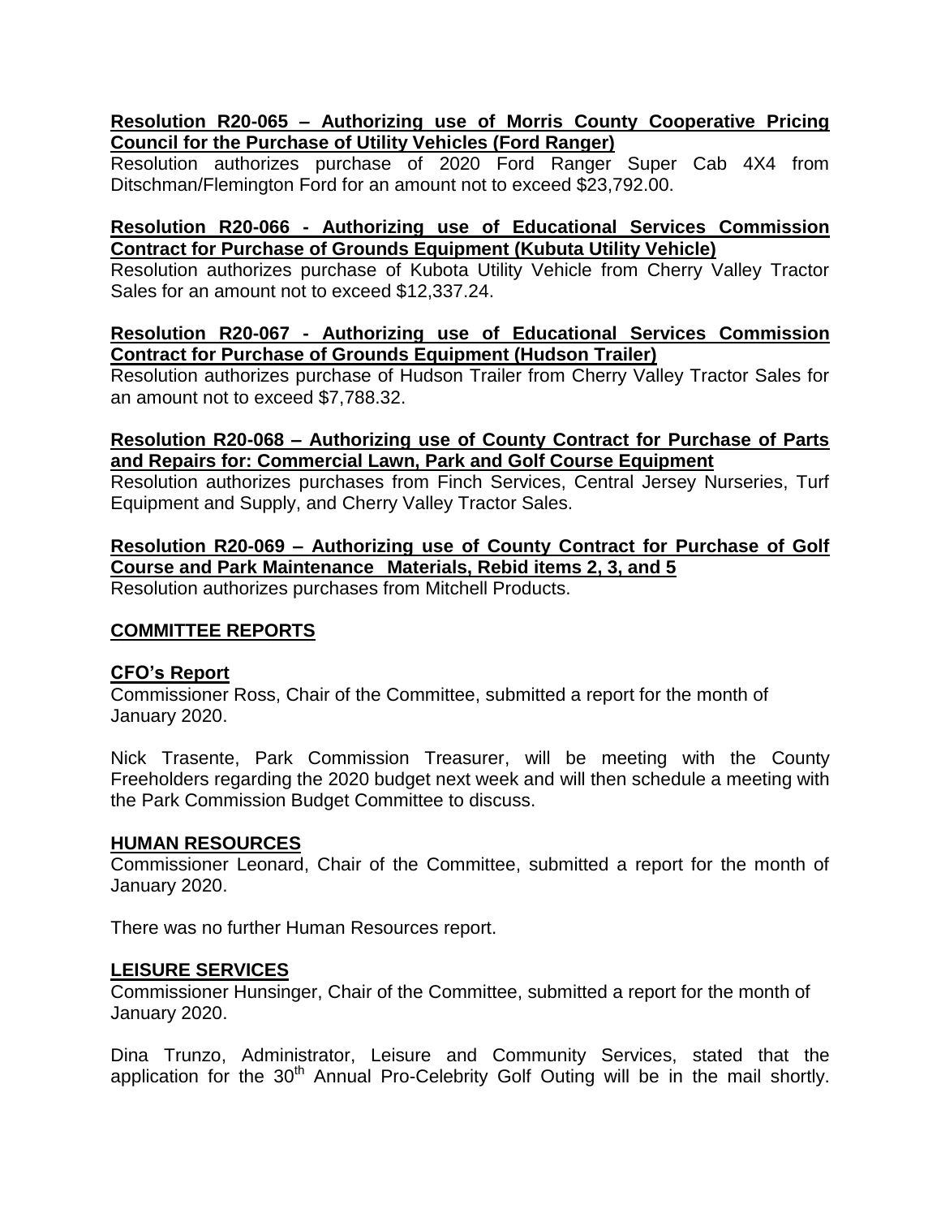**Resolution R20-065 – Authorizing use of Morris County Cooperative Pricing Council for the Purchase of Utility Vehicles (Ford Ranger)**

Resolution authorizes purchase of 2020 Ford Ranger Super Cab 4X4 from Ditschman/Flemington Ford for an amount not to exceed $23,792.00.

**Resolution R20-066 - Authorizing use of Educational Services Commission Contract for Purchase of Grounds Equipment (Kubuta Utility Vehicle)**

Resolution authorizes purchase of Kubota Utility Vehicle from Cherry Valley Tractor Sales for an amount not to exceed $12,337.24.

**Resolution R20-067 - Authorizing use of Educational Services Commission Contract for Purchase of Grounds Equipment (Hudson Trailer)**

Resolution authorizes purchase of Hudson Trailer from Cherry Valley Tractor Sales for an amount not to exceed $7,788.32.

**Resolution R20-068 – Authorizing use of County Contract for Purchase of Parts and Repairs for: Commercial Lawn, Park and Golf Course Equipment**

Resolution authorizes purchases from Finch Services, Central Jersey Nurseries, Turf Equipment and Supply, and Cherry Valley Tractor Sales.

**Resolution R20-069 – Authorizing use of County Contract for Purchase of Golf Course and Park Maintenance Materials, Rebid items 2, 3, and 5**

Resolution authorizes purchases from Mitchell Products.

## COMMITTEE REPORTS

### CFO's Report

Commissioner Ross, Chair of the Committee, submitted a report for the month of January 2020.

Nick Trasente, Park Commission Treasurer, will be meeting with the County Freeholders regarding the 2020 budget next week and will then schedule a meeting with the Park Commission Budget Committee to discuss.

### HUMAN RESOURCES

Commissioner Leonard, Chair of the Committee, submitted a report for the month of January 2020.

There was no further Human Resources report.

### LEISURE SERVICES

Commissioner Hunsinger, Chair of the Committee, submitted a report for the month of January 2020.

Dina Trunzo, Administrator, Leisure and Community Services, stated that the application for the 30th Annual Pro-Celebrity Golf Outing will be in the mail shortly.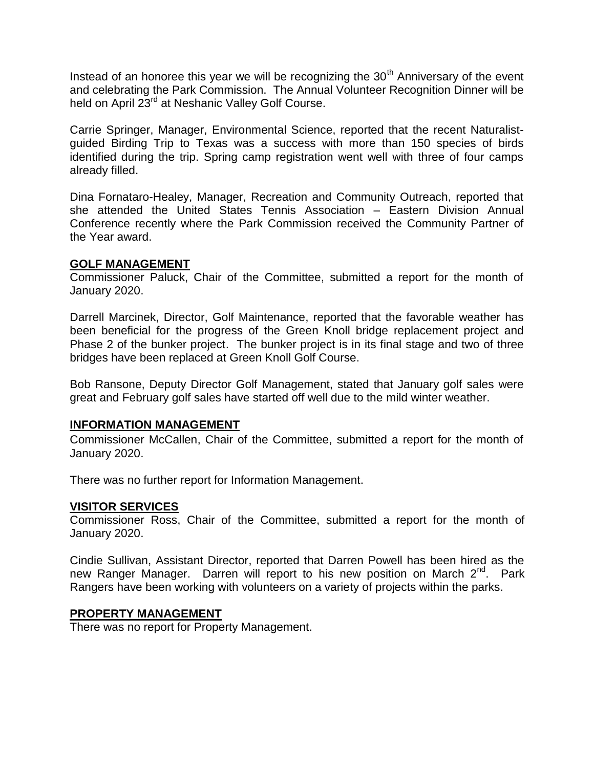Instead of an honoree this year we will be recognizing the 30th Anniversary of the event and celebrating the Park Commission. The Annual Volunteer Recognition Dinner will be held on April 23rd at Neshanic Valley Golf Course.

Carrie Springer, Manager, Environmental Science, reported that the recent Naturalist-guided Birding Trip to Texas was a success with more than 150 species of birds identified during the trip. Spring camp registration went well with three of four camps already filled.

Dina Fornataro-Healey, Manager, Recreation and Community Outreach, reported that she attended the United States Tennis Association – Eastern Division Annual Conference recently where the Park Commission received the Community Partner of the Year award.

**GOLF MANAGEMENT**

Commissioner Paluck, Chair of the Committee, submitted a report for the month of January 2020.

Darrell Marcinek, Director, Golf Maintenance, reported that the favorable weather has been beneficial for the progress of the Green Knoll bridge replacement project and Phase 2 of the bunker project. The bunker project is in its final stage and two of three bridges have been replaced at Green Knoll Golf Course.

Bob Ransone, Deputy Director Golf Management, stated that January golf sales were great and February golf sales have started off well due to the mild winter weather.

**INFORMATION MANAGEMENT**

Commissioner McCallen, Chair of the Committee, submitted a report for the month of January 2020.

There was no further report for Information Management.

**VISITOR SERVICES**

Commissioner Ross, Chair of the Committee, submitted a report for the month of January 2020.

Cindie Sullivan, Assistant Director, reported that Darren Powell has been hired as the new Ranger Manager. Darren will report to his new position on March 2nd. Park Rangers have been working with volunteers on a variety of projects within the parks.

**PROPERTY MANAGEMENT**

There was no report for Property Management.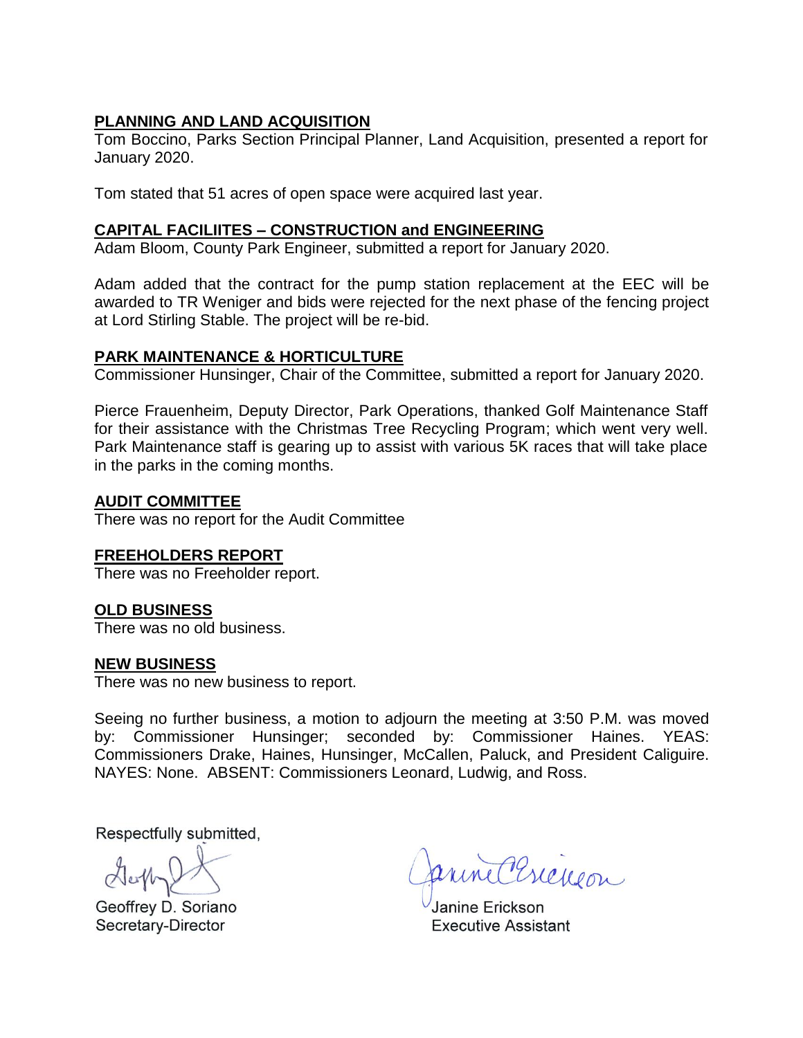**PLANNING AND LAND ACQUISITION**

Tom Boccino, Parks Section Principal Planner, Land Acquisition, presented a report for January 2020.

Tom stated that 51 acres of open space were acquired last year.

**CAPITAL FACILIITES – CONSTRUCTION and ENGINEERING**

Adam Bloom, County Park Engineer, submitted a report for January 2020.

Adam added that the contract for the pump station replacement at the EEC will be awarded to TR Weniger and bids were rejected for the next phase of the fencing project at Lord Stirling Stable. The project will be re-bid.

**PARK MAINTENANCE & HORTICULTURE**

Commissioner Hunsinger, Chair of the Committee, submitted a report for January 2020.

Pierce Frauenheim, Deputy Director, Park Operations, thanked Golf Maintenance Staff for their assistance with the Christmas Tree Recycling Program; which went very well. Park Maintenance staff is gearing up to assist with various 5K races that will take place in the parks in the coming months.

**AUDIT COMMITTEE**

There was no report for the Audit Committee

**FREEHOLDERS REPORT**

There was no Freeholder report.

**OLD BUSINESS**

There was no old business.

**NEW BUSINESS**

There was no new business to report.

Seeing no further business, a motion to adjourn the meeting at 3:50 P.M. was moved by: Commissioner Hunsinger; seconded by: Commissioner Haines. YEAS: Commissioners Drake, Haines, Hunsinger, McCallen, Paluck, and President Caliguire. NAYES: None. ABSENT: Commissioners Leonard, Ludwig, and Ross.

Respectfully submitted,

Geoffrey D. Soriano
Secretary-Director

Janine Erickson
Executive Assistant